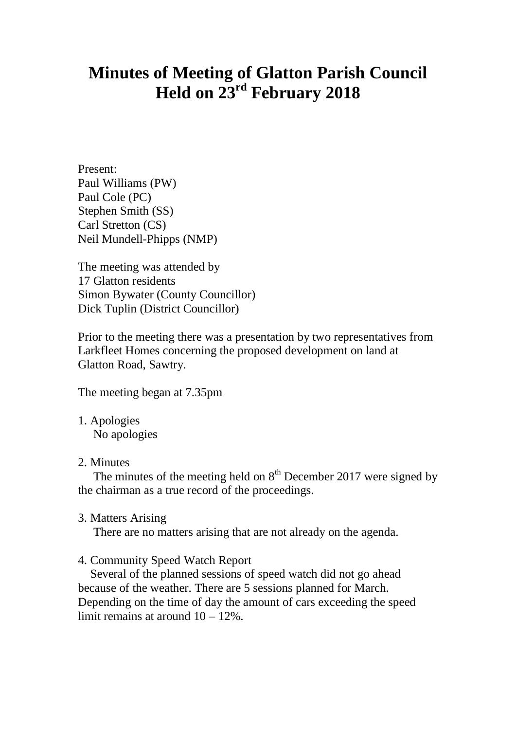# Minutes of Meeting of Glatton Parish Council Held on 23rd February 2018

Present:
Paul Williams (PW)
Paul Cole (PC)
Stephen Smith (SS)
Carl Stretton (CS)
Neil Mundell-Phipps (NMP)

The meeting was attended by
17 Glatton residents
Simon Bywater (County Councillor)
Dick Tuplin (District Councillor)

Prior to the meeting there was a presentation by two representatives from Larkfleet Homes concerning the proposed development on land at Glatton Road, Sawtry.

The meeting began at 7.35pm

1. Apologies
   No apologies

2. Minutes
   The minutes of the meeting held on 8th December 2017 were signed by the chairman as a true record of the proceedings.

3. Matters Arising
   There are no matters arising that are not already on the agenda.

4. Community Speed Watch Report
   Several of the planned sessions of speed watch did not go ahead because of the weather. There are 5 sessions planned for March. Depending on the time of day the amount of cars exceeding the speed limit remains at around 10 – 12%.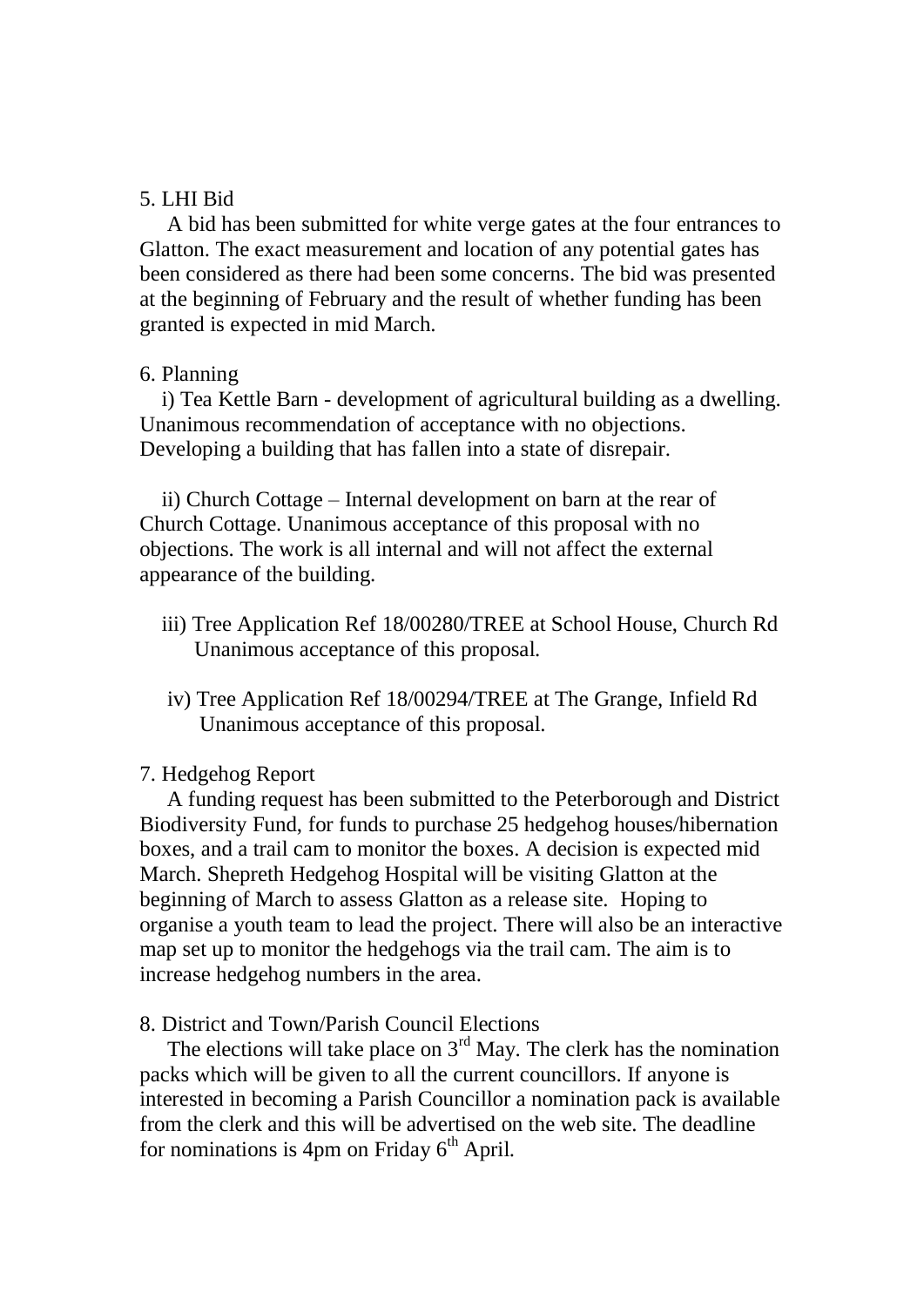## 5. LHI Bid

A bid has been submitted for white verge gates at the four entrances to Glatton. The exact measurement and location of any potential gates has been considered as there had been some concerns. The bid was presented at the beginning of February and the result of whether funding has been granted is expected in mid March.

## 6. Planning

i) Tea Kettle Barn - development of agricultural building as a dwelling. Unanimous recommendation of acceptance with no objections. Developing a building that has fallen into a state of disrepair.

ii) Church Cottage – Internal development on barn at the rear of Church Cottage. Unanimous acceptance of this proposal with no objections. The work is all internal and will not affect the external appearance of the building.

iii) Tree Application Ref 18/00280/TREE at School House, Church Rd
Unanimous acceptance of this proposal.

iv) Tree Application Ref 18/00294/TREE at The Grange, Infield Rd
Unanimous acceptance of this proposal.

## 7. Hedgehog Report

A funding request has been submitted to the Peterborough and District Biodiversity Fund, for funds to purchase 25 hedgehog houses/hibernation boxes, and a trail cam to monitor the boxes. A decision is expected mid March. Shepreth Hedgehog Hospital will be visiting Glatton at the beginning of March to assess Glatton as a release site. Hoping to organise a youth team to lead the project. There will also be an interactive map set up to monitor the hedgehogs via the trail cam. The aim is to increase hedgehog numbers in the area.

## 8. District and Town/Parish Council Elections

The elections will take place on 3rd May. The clerk has the nomination packs which will be given to all the current councillors. If anyone is interested in becoming a Parish Councillor a nomination pack is available from the clerk and this will be advertised on the web site. The deadline for nominations is 4pm on Friday 6th April.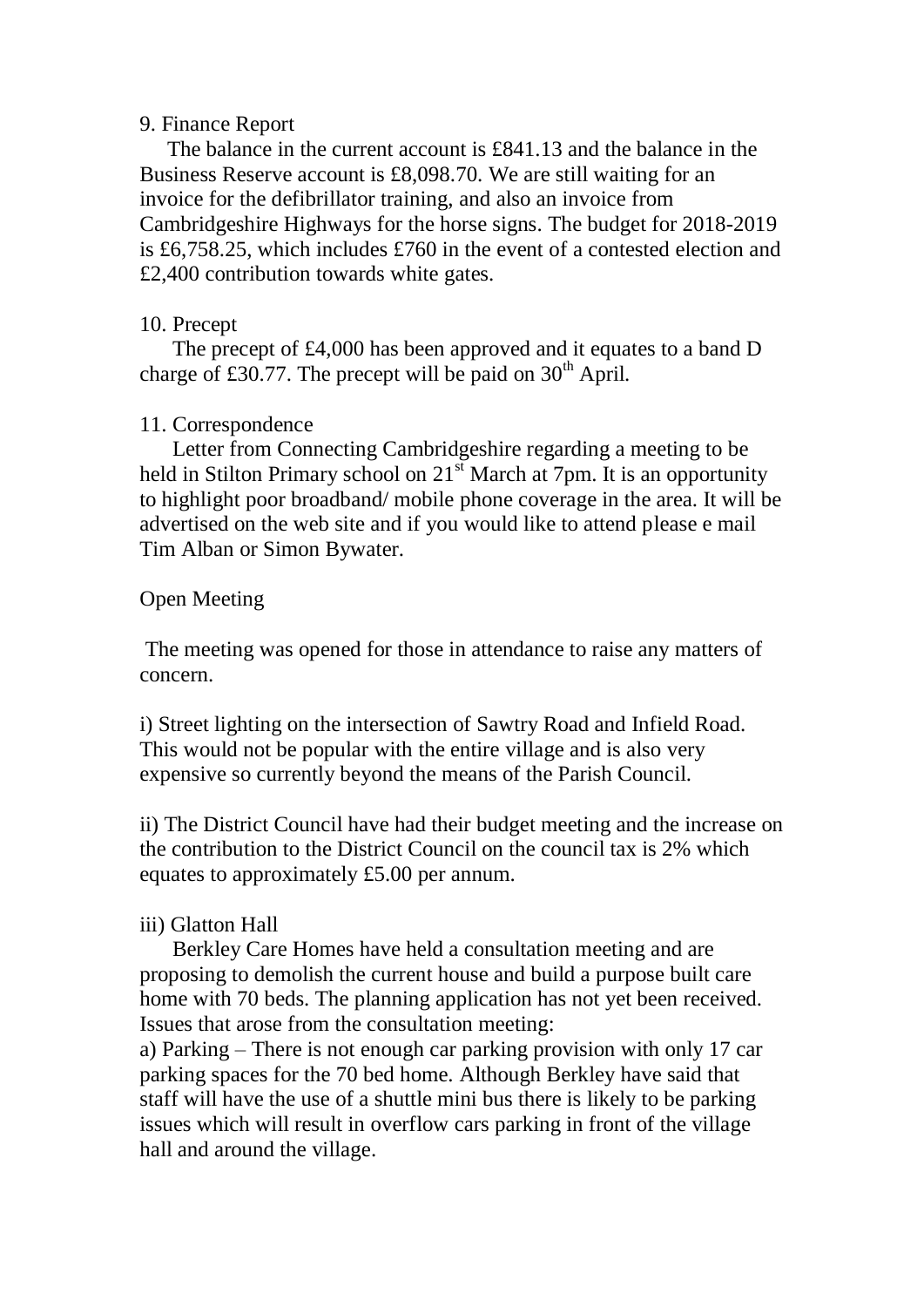9. Finance Report

The balance in the current account is £841.13 and the balance in the Business Reserve account is £8,098.70. We are still waiting for an invoice for the defibrillator training, and also an invoice from Cambridgeshire Highways for the horse signs. The budget for 2018-2019 is £6,758.25, which includes £760 in the event of a contested election and £2,400 contribution towards white gates.

10. Precept

The precept of £4,000 has been approved and it equates to a band D charge of £30.77. The precept will be paid on 30th April.

11. Correspondence

Letter from Connecting Cambridgeshire regarding a meeting to be held in Stilton Primary school on 21st March at 7pm. It is an opportunity to highlight poor broadband/ mobile phone coverage in the area. It will be advertised on the web site and if you would like to attend please e mail Tim Alban or Simon Bywater.

Open Meeting

The meeting was opened for those in attendance to raise any matters of concern.

i) Street lighting on the intersection of Sawtry Road and Infield Road. This would not be popular with the entire village and is also very expensive so currently beyond the means of the Parish Council.

ii) The District Council have had their budget meeting and the increase on the contribution to the District Council on the council tax is 2% which equates to approximately £5.00 per annum.

iii) Glatton Hall

Berkley Care Homes have held a consultation meeting and are proposing to demolish the current house and build a purpose built care home with 70 beds. The planning application has not yet been received. Issues that arose from the consultation meeting:

a) Parking – There is not enough car parking provision with only 17 car parking spaces for the 70 bed home. Although Berkley have said that staff will have the use of a shuttle mini bus there is likely to be parking issues which will result in overflow cars parking in front of the village hall and around the village.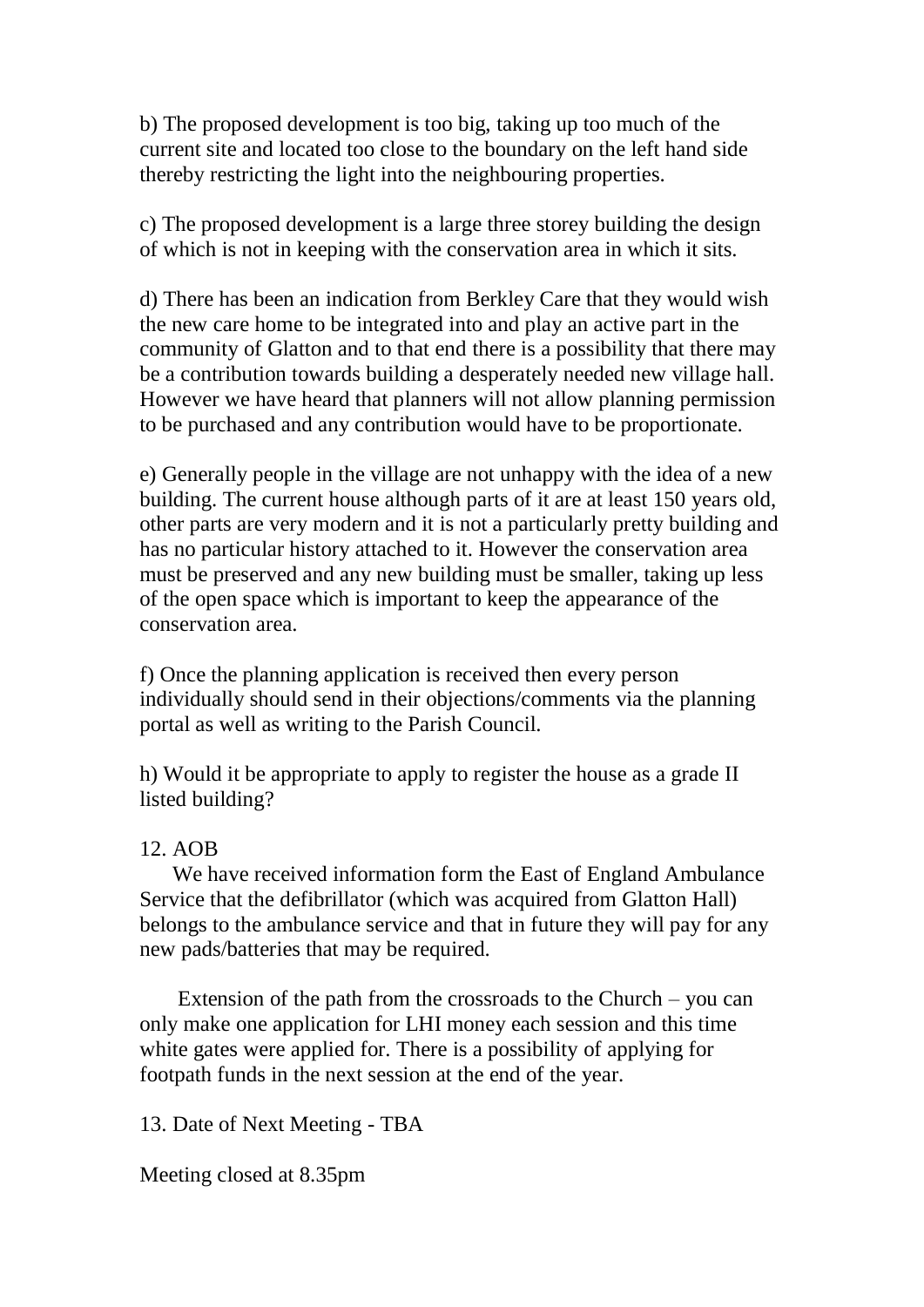b) The proposed development is too big, taking up too much of the current site and located too close to the boundary on the left hand side thereby restricting the light into the neighbouring properties.

c) The proposed development is a large three storey building the design of which is not in keeping with the conservation area in which it sits.

d) There has been an indication from Berkley Care that they would wish the new care home to be integrated into and play an active part in the community of Glatton and to that end there is a possibility that there may be a contribution towards building a desperately needed new village hall. However we have heard that planners will not allow planning permission to be purchased and any contribution would have to be proportionate.

e) Generally people in the village are not unhappy with the idea of a new building. The current house although parts of it are at least 150 years old, other parts are very modern and it is not a particularly pretty building and has no particular history attached to it. However the conservation area must be preserved and any new building must be smaller, taking up less of the open space which is important to keep the appearance of the conservation area.

f) Once the planning application is received then every person individually should send in their objections/comments via the planning portal as well as writing to the Parish Council.

h) Would it be appropriate to apply to register the house as a grade II listed building?

12. AOB

We have received information form the East of England Ambulance Service that the defibrillator (which was acquired from Glatton Hall) belongs to the ambulance service and that in future they will pay for any new pads/batteries that may be required.

Extension of the path from the crossroads to the Church – you can only make one application for LHI money each session and this time white gates were applied for. There is a possibility of applying for footpath funds in the next session at the end of the year.

13. Date of Next Meeting - TBA

Meeting closed at 8.35pm